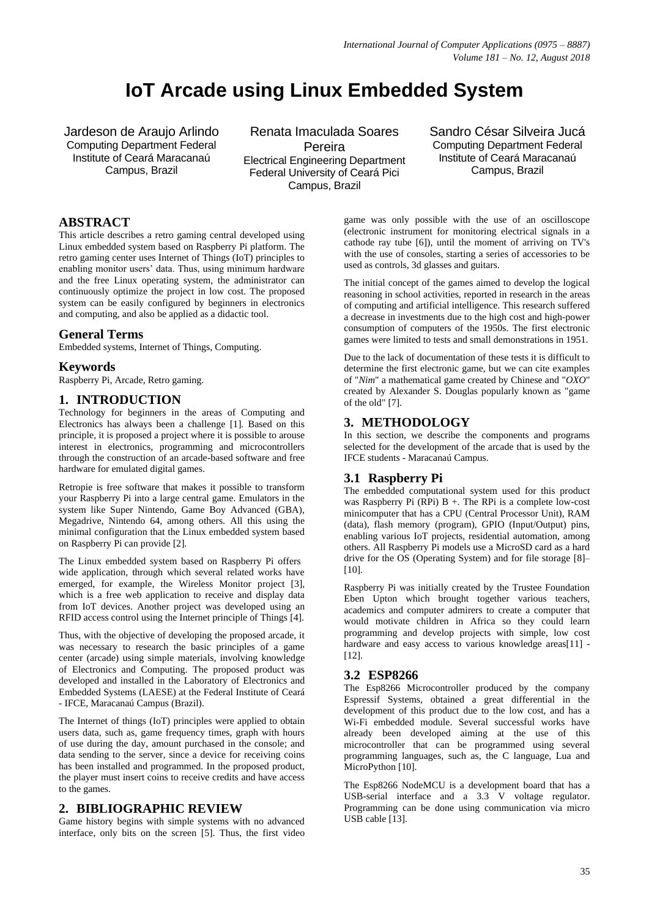# IoT Arcade using Linux Embedded System

Jardeson de Araujo Arlindo
Computing Department Federal Institute of Ceará Maracanaú Campus, Brazil

Renata Imaculada Soares Pereira
Electrical Engineering Department Federal University of Ceará Pici Campus, Brazil

Sandro César Silveira Jucá
Computing Department Federal Institute of Ceará Maracanaú Campus, Brazil

## ABSTRACT

This article describes a retro gaming central developed using Linux embedded system based on Raspberry Pi platform. The retro gaming center uses Internet of Things (IoT) principles to enabling monitor users' data. Thus, using minimum hardware and the free Linux operating system, the administrator can continuously optimize the project in low cost. The proposed system can be easily configured by beginners in electronics and computing, and also be applied as a didactic tool.

## General Terms

Embedded systems, Internet of Things, Computing.

## Keywords

Raspberry Pi, Arcade, Retro gaming.

## 1. INTRODUCTION

Technology for beginners in the areas of Computing and Electronics has always been a challenge [1]. Based on this principle, it is proposed a project where it is possible to arouse interest in electronics, programming and microcontrollers through the construction of an arcade-based software and free hardware for emulated digital games.

Retropie is free software that makes it possible to transform your Raspberry Pi into a large central game. Emulators in the system like Super Nintendo, Game Boy Advanced (GBA), Megadrive, Nintendo 64, among others. All this using the minimal configuration that the Linux embedded system based on Raspberry Pi can provide [2].

The Linux embedded system based on Raspberry Pi offers wide application, through which several related works have emerged, for example, the Wireless Monitor project [3], which is a free web application to receive and display data from IoT devices. Another project was developed using an RFID access control using the Internet principle of Things [4].

Thus, with the objective of developing the proposed arcade, it was necessary to research the basic principles of a game center (arcade) using simple materials, involving knowledge of Electronics and Computing. The proposed product was developed and installed in the Laboratory of Electronics and Embedded Systems (LAESE) at the Federal Institute of Ceará - IFCE, Maracanaú Campus (Brazil).

The Internet of things (IoT) principles were applied to obtain users data, such as, game frequency times, graph with hours of use during the day, amount purchased in the console; and data sending to the server, since a device for receiving coins has been installed and programmed. In the proposed product, the player must insert coins to receive credits and have access to the games.

## 2. BIBLIOGRAPHIC REVIEW

Game history begins with simple systems with no advanced interface, only bits on the screen [5]. Thus, the first video game was only possible with the use of an oscilloscope (electronic instrument for monitoring electrical signals in a cathode ray tube [6]), until the moment of arriving on TV's with the use of consoles, starting a series of accessories to be used as controls, 3d glasses and guitars.

The initial concept of the games aimed to develop the logical reasoning in school activities, reported in research in the areas of computing and artificial intelligence. This research suffered a decrease in investments due to the high cost and high-power consumption of computers of the 1950s. The first electronic games were limited to tests and small demonstrations in 1951.

Due to the lack of documentation of these tests it is difficult to determine the first electronic game, but we can cite examples of "*Nim*" a mathematical game created by Chinese and "*OXO*" created by Alexander S. Douglas popularly known as "game of the old" [7].

## 3. METHODOLOGY

In this section, we describe the components and programs selected for the development of the arcade that is used by the IFCE students - Maracanaú Campus.

### 3.1 Raspberry Pi

The embedded computational system used for this product was Raspberry Pi (RPi) B +. The RPi is a complete low-cost minicomputer that has a CPU (Central Processor Unit), RAM (data), flash memory (program), GPIO (Input/Output) pins, enabling various IoT projects, residential automation, among others. All Raspberry Pi models use a MicroSD card as a hard drive for the OS (Operating System) and for file storage [8]–[10].

Raspberry Pi was initially created by the Trustee Foundation Eben Upton which brought together various teachers, academics and computer admirers to create a computer that would motivate children in Africa so they could learn programming and develop projects with simple, low cost hardware and easy access to various knowledge areas[11] - [12].

### 3.2 ESP8266

The Esp8266 Microcontroller produced by the company Espressif Systems, obtained a great differential in the development of this product due to the low cost, and has a Wi-Fi embedded module. Several successful works have already been developed aiming at the use of this microcontroller that can be programmed using several programming languages, such as, the C language, Lua and MicroPython [10].

The Esp8266 NodeMCU is a development board that has a USB-serial interface and a 3.3 V voltage regulator. Programming can be done using communication via micro USB cable [13].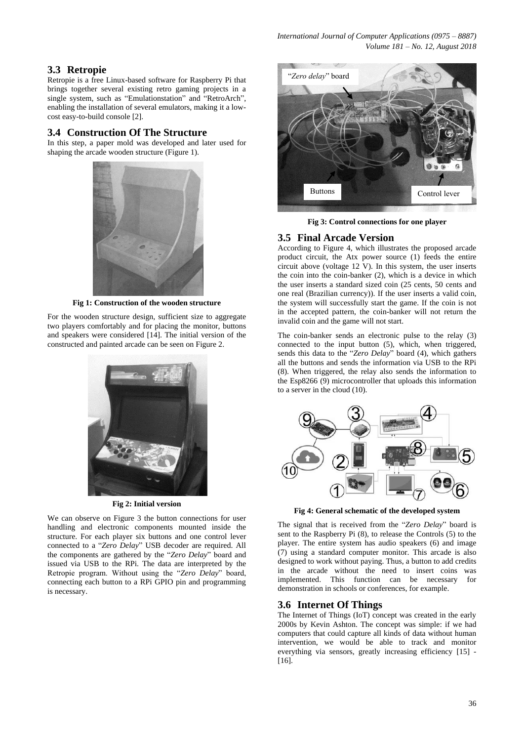### 3.3 Retropie

Retropie is a free Linux-based software for Raspberry Pi that brings together several existing retro gaming projects in a single system, such as "Emulationstation" and "RetroArch", enabling the installation of several emulators, making it a low-cost easy-to-build console [2].

### 3.4 Construction Of The Structure

In this step, a paper mold was developed and later used for shaping the arcade wooden structure (Figure 1).

**Fig 1: Construction of the wooden structure**

For the wooden structure design, sufficient size to aggregate two players comfortably and for placing the monitor, buttons and speakers were considered [14]. The initial version of the constructed and painted arcade can be seen on Figure 2.

**Fig 2: Initial version**

We can observe on Figure 3 the button connections for user handling and electronic components mounted inside the structure. For each player six buttons and one control lever connected to a "*Zero Delay*" USB decoder are required. All the components are gathered by the "*Zero Delay*" board and issued via USB to the RPi. The data are interpreted by the Retropie program. Without using the "*Zero Delay*" board, connecting each button to a RPi GPIO pin and programming is necessary.

**Fig 3: Control connections for one player**

### 3.5 Final Arcade Version

According to Figure 4, which illustrates the proposed arcade product circuit, the Atx power source (1) feeds the entire circuit above (voltage 12 V). In this system, the user inserts the coin into the coin-banker (2), which is a device in which the user inserts a standard sized coin (25 cents, 50 cents and one real (Brazilian currency)). If the user inserts a valid coin, the system will successfully start the game. If the coin is not in the accepted pattern, the coin-banker will not return the invalid coin and the game will not start.

The coin-banker sends an electronic pulse to the relay (3) connected to the input button (5), which, when triggered, sends this data to the "*Zero Delay*" board (4), which gathers all the buttons and sends the information via USB to the RPi (8). When triggered, the relay also sends the information to the Esp8266 (9) microcontroller that uploads this information to a server in the cloud (10).

**Fig 4: General schematic of the developed system**

The signal that is received from the "*Zero Delay*" board is sent to the Raspberry Pi (8), to release the Controls (5) to the player. The entire system has audio speakers (6) and image (7) using a standard computer monitor. This arcade is also designed to work without paying. Thus, a button to add credits in the arcade without the need to insert coins was implemented. This function can be necessary for demonstration in schools or conferences, for example.

### 3.6 Internet Of Things

The Internet of Things (IoT) concept was created in the early 2000s by Kevin Ashton. The concept was simple: if we had computers that could capture all kinds of data without human intervention, we would be able to track and monitor everything via sensors, greatly increasing efficiency [15] - [16].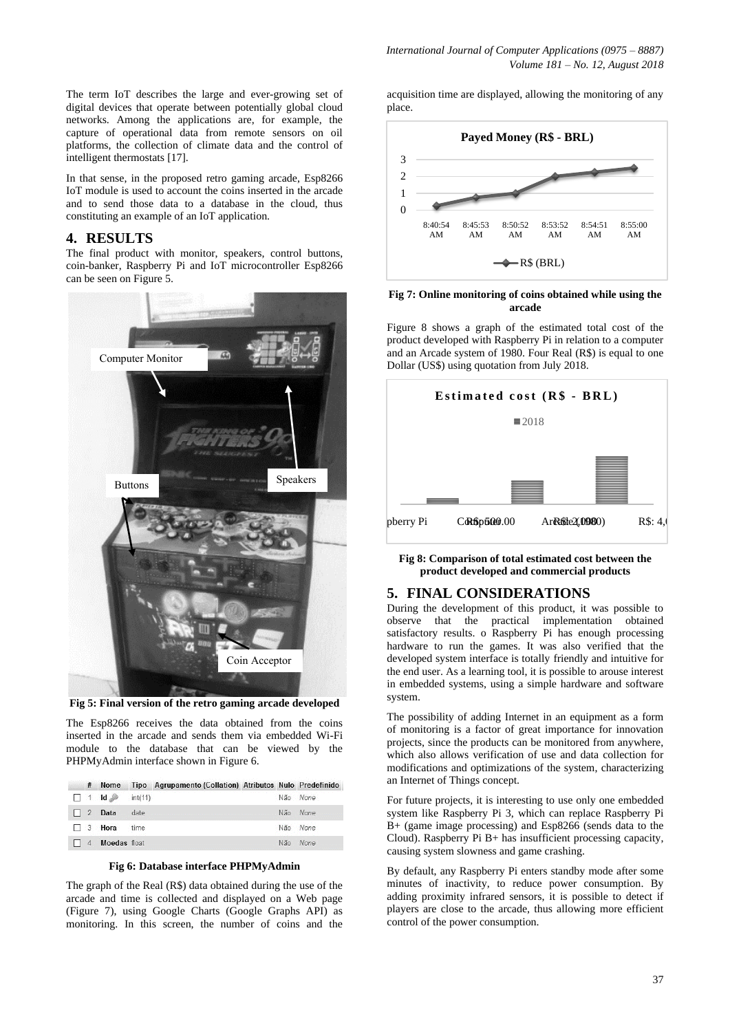The term IoT describes the large and ever-growing set of digital devices that operate between potentially global cloud networks. Among the applications are, for example, the capture of operational data from remote sensors on oil platforms, the collection of climate data and the control of intelligent thermostats [17].

In that sense, in the proposed retro gaming arcade, Esp8266 IoT module is used to account the coins inserted in the arcade and to send those data to a database in the cloud, thus constituting an example of an IoT application.

## 4. RESULTS

The final product with monitor, speakers, control buttons, coin-banker, Raspberry Pi and IoT microcontroller Esp8266 can be seen on Figure 5.

**Fig 5: Final version of the retro gaming arcade developed**

The Esp8266 receives the data obtained from the coins inserted in the arcade and sends them via embedded Wi-Fi module to the database that can be viewed by the PHPMyAdmin interface shown in Figure 6.

| # | Nome | Tipo | Agrupamento (Collation) | Atributos | Nulo | Predefinido |
|---|---|---|---|---|---|---|
| 1 | Id | int(11) | | | Não | None |
| 2 | Data | date | | | Não | None |
| 3 | Hora | time | | | Não | None |
| 4 | Moedas | float | | | Não | None |

**Fig 6: Database interface PHPMyAdmin**

The graph of the Real (R$) data obtained during the use of the arcade and time is collected and displayed on a Web page (Figure 7), using Google Charts (Google Graphs API) as monitoring. In this screen, the number of coins and the acquisition time are displayed, allowing the monitoring of any place.

**Fig 7: Online monitoring of coins obtained while using the arcade**

Figure 8 shows a graph of the estimated total cost of the product developed with Raspberry Pi in relation to a computer and an Arcade system of 1980. Four Real (R$) is equal to one Dollar (US$) using quotation from July 2018.

**Fig 8: Comparison of total estimated cost between the product developed and commercial products**

## 5. FINAL CONSIDERATIONS

During the development of this product, it was possible to observe that the practical implementation obtained satisfactory results. o Raspberry Pi has enough processing hardware to run the games. It was also verified that the developed system interface is totally friendly and intuitive for the end user. As a learning tool, it is possible to arouse interest in embedded systems, using a simple hardware and software system.

The possibility of adding Internet in an equipment as a form of monitoring is a factor of great importance for innovation projects, since the products can be monitored from anywhere, which also allows verification of use and data collection for modifications and optimizations of the system, characterizing an Internet of Things concept.

For future projects, it is interesting to use only one embedded system like Raspberry Pi 3, which can replace Raspberry Pi B+ (game image processing) and Esp8266 (sends data to the Cloud). Raspberry Pi B+ has insufficient processing capacity, causing system slowness and game crashing.

By default, any Raspberry Pi enters standby mode after some minutes of inactivity, to reduce power consumption. By adding proximity infrared sensors, it is possible to detect if players are close to the arcade, thus allowing more efficient control of the power consumption.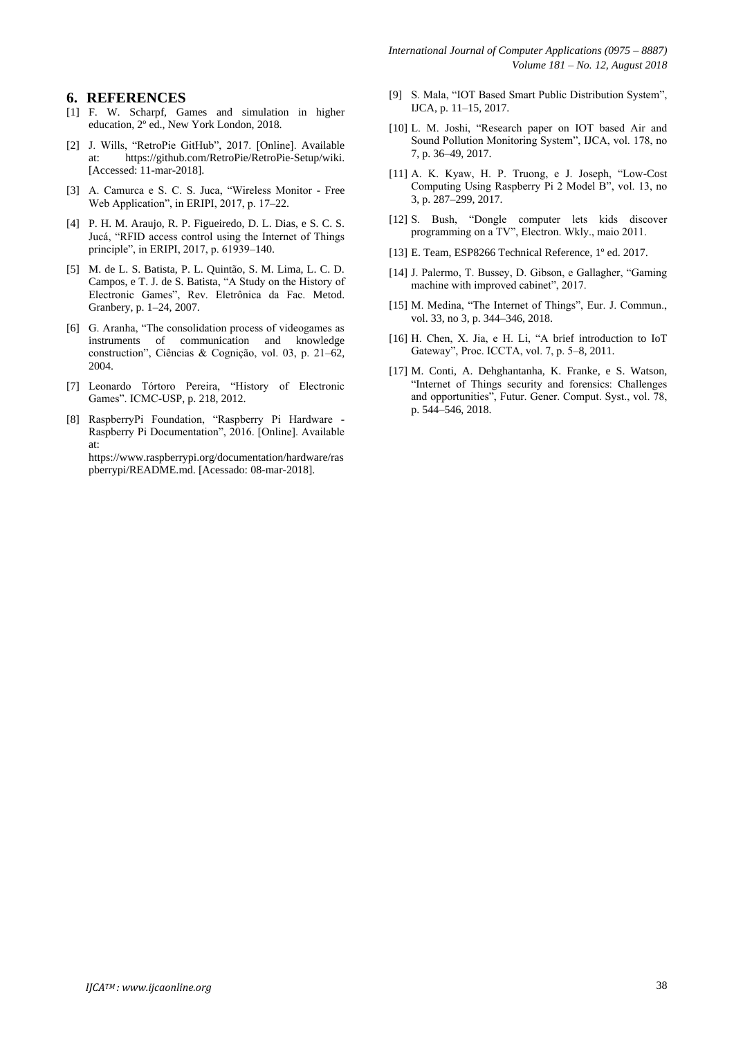## 6. REFERENCES

[1] F. W. Scharpf, Games and simulation in higher education, 2º ed., New York London, 2018.

[2] J. Wills, "RetroPie GitHub", 2017. [Online]. Available at: https://github.com/RetroPie/RetroPie-Setup/wiki. [Accessed: 11-mar-2018].

[3] A. Camurca e S. C. S. Juca, "Wireless Monitor - Free Web Application", in ERIPI, 2017, p. 17–22.

[4] P. H. M. Araujo, R. P. Figueiredo, D. L. Dias, e S. C. S. Jucá, "RFID access control using the Internet of Things principle", in ERIPI, 2017, p. 61939–140.

[5] M. de L. S. Batista, P. L. Quintão, S. M. Lima, L. C. D. Campos, e T. J. de S. Batista, "A Study on the History of Electronic Games", Rev. Eletrônica da Fac. Metod. Granbery, p. 1–24, 2007.

[6] G. Aranha, "The consolidation process of videogames as instruments of communication and knowledge construction", Ciências & Cognição, vol. 03, p. 21–62, 2004.

[7] Leonardo Tórtoro Pereira, "History of Electronic Games". ICMC-USP, p. 218, 2012.

[8] RaspberryPi Foundation, "Raspberry Pi Hardware - Raspberry Pi Documentation", 2016. [Online]. Available at: https://www.raspberrypi.org/documentation/hardware/raspberrypi/README.md. [Acessado: 08-mar-2018].

[9] S. Mala, "IOT Based Smart Public Distribution System", IJCA, p. 11–15, 2017.

[10] L. M. Joshi, "Research paper on IOT based Air and Sound Pollution Monitoring System", IJCA, vol. 178, no 7, p. 36–49, 2017.

[11] A. K. Kyaw, H. P. Truong, e J. Joseph, "Low-Cost Computing Using Raspberry Pi 2 Model B", vol. 13, no 3, p. 287–299, 2017.

[12] S. Bush, "Dongle computer lets kids discover programming on a TV", Electron. Wkly., maio 2011.

[13] E. Team, ESP8266 Technical Reference, 1º ed. 2017.

[14] J. Palermo, T. Bussey, D. Gibson, e Gallagher, "Gaming machine with improved cabinet", 2017.

[15] M. Medina, "The Internet of Things", Eur. J. Commun., vol. 33, no 3, p. 344–346, 2018.

[16] H. Chen, X. Jia, e H. Li, "A brief introduction to IoT Gateway", Proc. ICCTA, vol. 7, p. 5–8, 2011.

[17] M. Conti, A. Dehghantanha, K. Franke, e S. Watson, "Internet of Things security and forensics: Challenges and opportunities", Futur. Gener. Comput. Syst., vol. 78, p. 544–546, 2018.